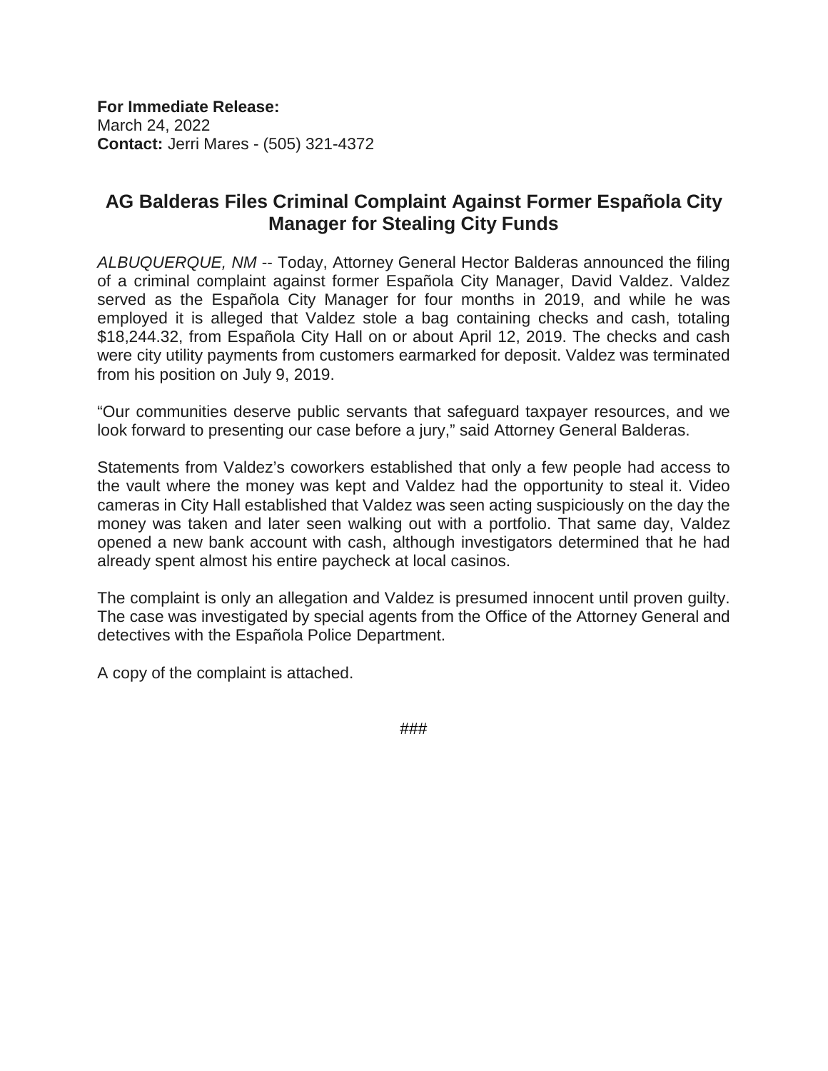**For Immediate Release:**
March 24, 2022
**Contact:** Jerri Mares - (505) 321-4372

## AG Balderas Files Criminal Complaint Against Former Española City Manager for Stealing City Funds

*ALBUQUERQUE, NM* -- Today, Attorney General Hector Balderas announced the filing of a criminal complaint against former Española City Manager, David Valdez. Valdez served as the Española City Manager for four months in 2019, and while he was employed it is alleged that Valdez stole a bag containing checks and cash, totaling $18,244.32, from Española City Hall on or about April 12, 2019. The checks and cash were city utility payments from customers earmarked for deposit. Valdez was terminated from his position on July 9, 2019.

"Our communities deserve public servants that safeguard taxpayer resources, and we look forward to presenting our case before a jury," said Attorney General Balderas.

Statements from Valdez's coworkers established that only a few people had access to the vault where the money was kept and Valdez had the opportunity to steal it. Video cameras in City Hall established that Valdez was seen acting suspiciously on the day the money was taken and later seen walking out with a portfolio. That same day, Valdez opened a new bank account with cash, although investigators determined that he had already spent almost his entire paycheck at local casinos.

The complaint is only an allegation and Valdez is presumed innocent until proven guilty. The case was investigated by special agents from the Office of the Attorney General and detectives with the Española Police Department.

A copy of the complaint is attached.

###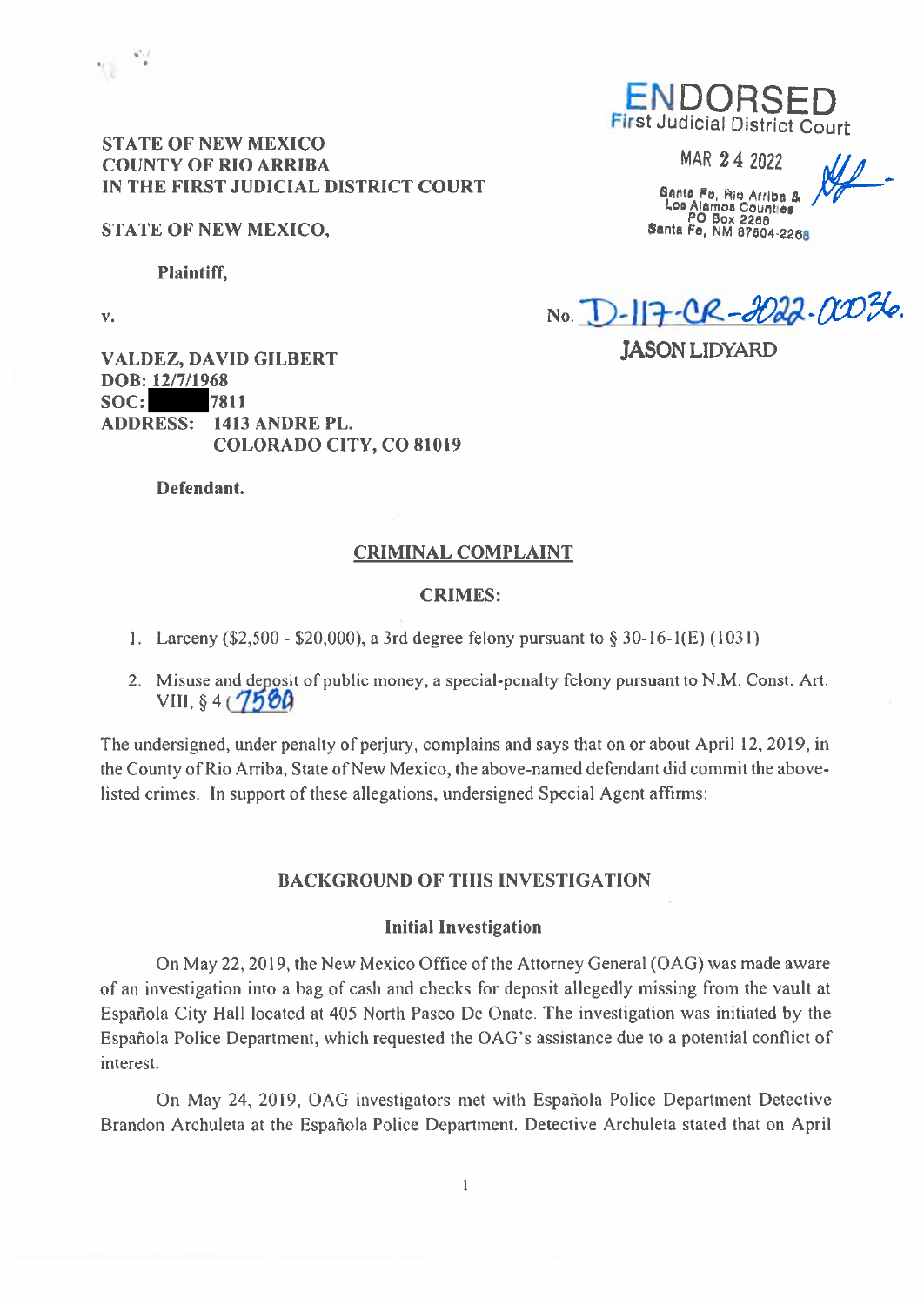STATE OF NEW MEXICO
COUNTY OF RIO ARRIBA
IN THE FIRST JUDICIAL DISTRICT COURT

**ENDORSED**
First Judicial District Court

MAR 24 2022

Santa Fe, Rio Arriba & Los Alamos Counties
PO Box 2268
Santa Fe, NM 87504-2268

STATE OF NEW MEXICO,

Plaintiff,

v.

No. D-117-CR-2022-00036.

JASON LIDYARD

VALDEZ, DAVID GILBERT
DOB: 12/7/1968
SOC: ███████7811
ADDRESS: 1413 ANDRE PL.
COLORADO CITY, CO 81019

Defendant.

## CRIMINAL COMPLAINT

### CRIMES:

1. Larceny ($2,500 - $20,000), a 3rd degree felony pursuant to § 30-16-1(E) (1031)
2. Misuse and deposit of public money, a special-penalty felony pursuant to N.M. Const. Art. VIII, § 4 (7580)

The undersigned, under penalty of perjury, complains and says that on or about April 12, 2019, in the County of Rio Arriba, State of New Mexico, the above-named defendant did commit the above-listed crimes. In support of these allegations, undersigned Special Agent affirms:

### BACKGROUND OF THIS INVESTIGATION

#### Initial Investigation

On May 22, 2019, the New Mexico Office of the Attorney General (OAG) was made aware of an investigation into a bag of cash and checks for deposit allegedly missing from the vault at Española City Hall located at 405 North Paseo De Onate. The investigation was initiated by the Española Police Department, which requested the OAG's assistance due to a potential conflict of interest.

On May 24, 2019, OAG investigators met with Española Police Department Detective Brandon Archuleta at the Española Police Department. Detective Archuleta stated that on April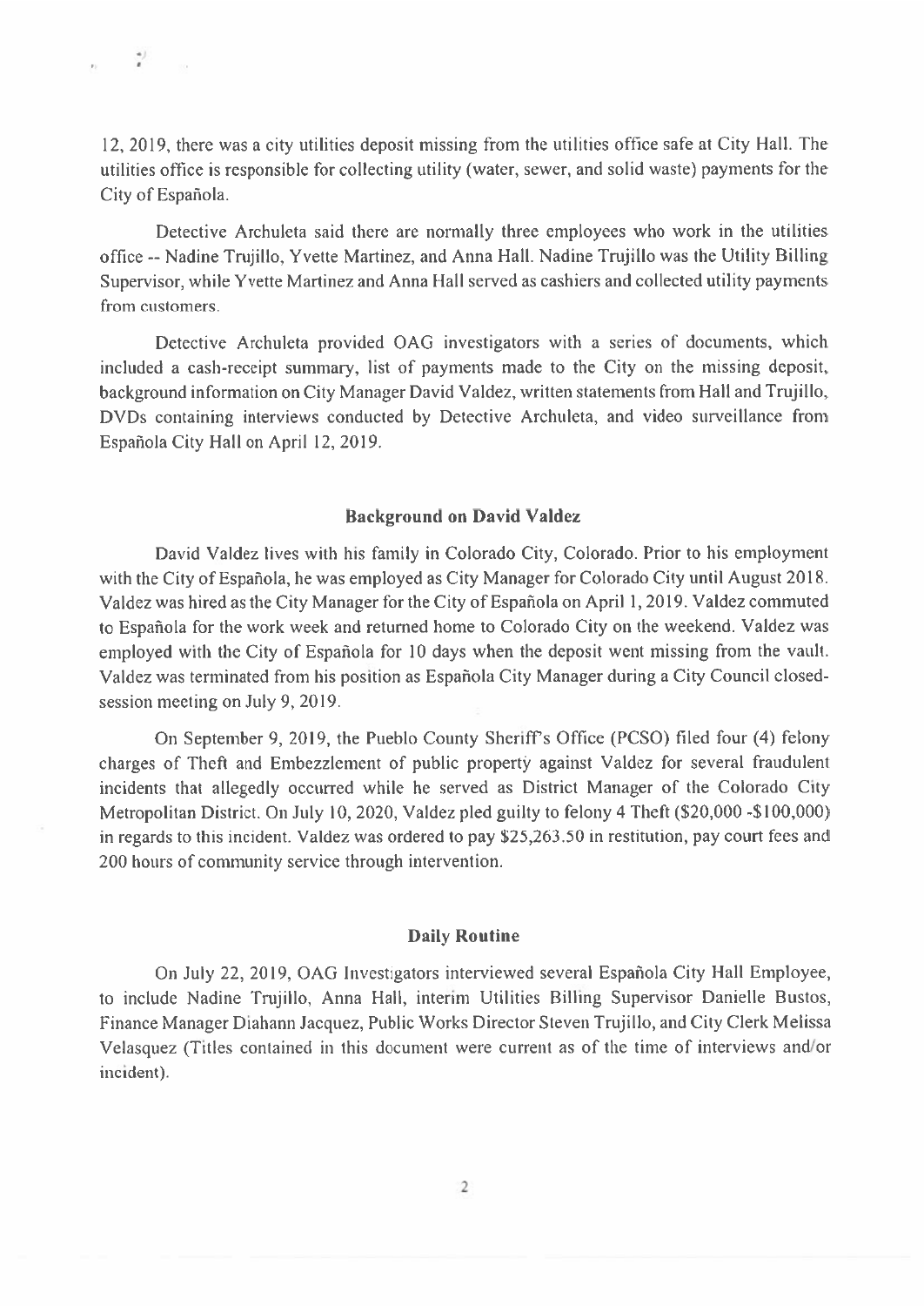12, 2019, there was a city utilities deposit missing from the utilities office safe at City Hall. The utilities office is responsible for collecting utility (water, sewer, and solid waste) payments for the City of Española.

Detective Archuleta said there are normally three employees who work in the utilities office -- Nadine Trujillo, Yvette Martinez, and Anna Hall. Nadine Trujillo was the Utility Billing Supervisor, while Yvette Martinez and Anna Hall served as cashiers and collected utility payments from customers.

Detective Archuleta provided OAG investigators with a series of documents, which included a cash-receipt summary, list of payments made to the City on the missing deposit, background information on City Manager David Valdez, written statements from Hall and Trujillo, DVDs containing interviews conducted by Detective Archuleta, and video surveillance from Española City Hall on April 12, 2019.

## Background on David Valdez

David Valdez lives with his family in Colorado City, Colorado. Prior to his employment with the City of Española, he was employed as City Manager for Colorado City until August 2018. Valdez was hired as the City Manager for the City of Española on April 1, 2019. Valdez commuted to Española for the work week and returned home to Colorado City on the weekend. Valdez was employed with the City of Española for 10 days when the deposit went missing from the vault. Valdez was terminated from his position as Española City Manager during a City Council closed-session meeting on July 9, 2019.

On September 9, 2019, the Pueblo County Sheriff's Office (PCSO) filed four (4) felony charges of Theft and Embezzlement of public property against Valdez for several fraudulent incidents that allegedly occurred while he served as District Manager of the Colorado City Metropolitan District. On July 10, 2020, Valdez pled guilty to felony 4 Theft ($20,000 -$100,000) in regards to this incident. Valdez was ordered to pay $25,263.50 in restitution, pay court fees and 200 hours of community service through intervention.

## Daily Routine

On July 22, 2019, OAG Investigators interviewed several Española City Hall Employee, to include Nadine Trujillo, Anna Hall, interim Utilities Billing Supervisor Danielle Bustos, Finance Manager Diahann Jacquez, Public Works Director Steven Trujillo, and City Clerk Melissa Velasquez (Titles contained in this document were current as of the time of interviews and/or incident).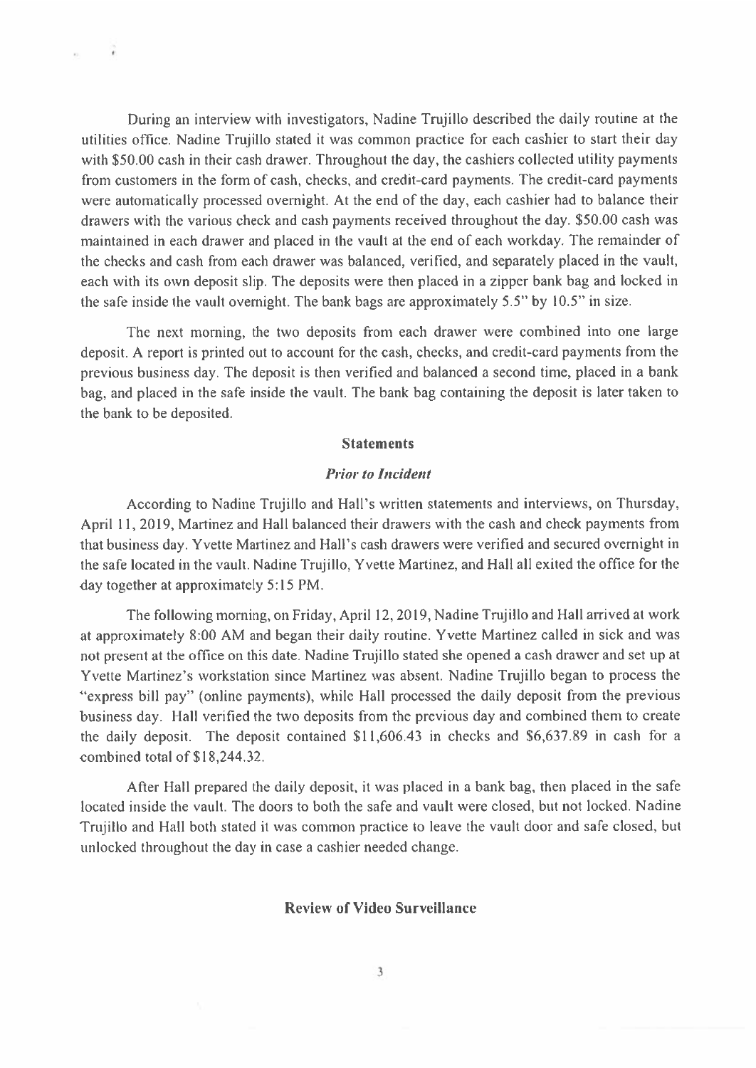During an interview with investigators, Nadine Trujillo described the daily routine at the utilities office. Nadine Trujillo stated it was common practice for each cashier to start their day with $50.00 cash in their cash drawer. Throughout the day, the cashiers collected utility payments from customers in the form of cash, checks, and credit-card payments. The credit-card payments were automatically processed overnight. At the end of the day, each cashier had to balance their drawers with the various check and cash payments received throughout the day. $50.00 cash was maintained in each drawer and placed in the vault at the end of each workday. The remainder of the checks and cash from each drawer was balanced, verified, and separately placed in the vault, each with its own deposit slip. The deposits were then placed in a zipper bank bag and locked in the safe inside the vault overnight. The bank bags are approximately 5.5" by 10.5" in size.

The next morning, the two deposits from each drawer were combined into one large deposit. A report is printed out to account for the cash, checks, and credit-card payments from the previous business day. The deposit is then verified and balanced a second time, placed in a bank bag, and placed in the safe inside the vault. The bank bag containing the deposit is later taken to the bank to be deposited.

## Statements

### *Prior to Incident*

According to Nadine Trujillo and Hall's written statements and interviews, on Thursday, April 11, 2019, Martinez and Hall balanced their drawers with the cash and check payments from that business day. Yvette Martinez and Hall's cash drawers were verified and secured overnight in the safe located in the vault. Nadine Trujillo, Yvette Martinez, and Hall all exited the office for the day together at approximately 5:15 PM.

The following morning, on Friday, April 12, 2019, Nadine Trujillo and Hall arrived at work at approximately 8:00 AM and began their daily routine. Yvette Martinez called in sick and was not present at the office on this date. Nadine Trujillo stated she opened a cash drawer and set up at Yvette Martinez's workstation since Martinez was absent. Nadine Trujillo began to process the "express bill pay" (online payments), while Hall processed the daily deposit from the previous business day. Hall verified the two deposits from the previous day and combined them to create the daily deposit. The deposit contained $11,606.43 in checks and $6,637.89 in cash for a combined total of $18,244.32.

After Hall prepared the daily deposit, it was placed in a bank bag, then placed in the safe located inside the vault. The doors to both the safe and vault were closed, but not locked. Nadine Trujillo and Hall both stated it was common practice to leave the vault door and safe closed, but unlocked throughout the day in case a cashier needed change.

## Review of Video Surveillance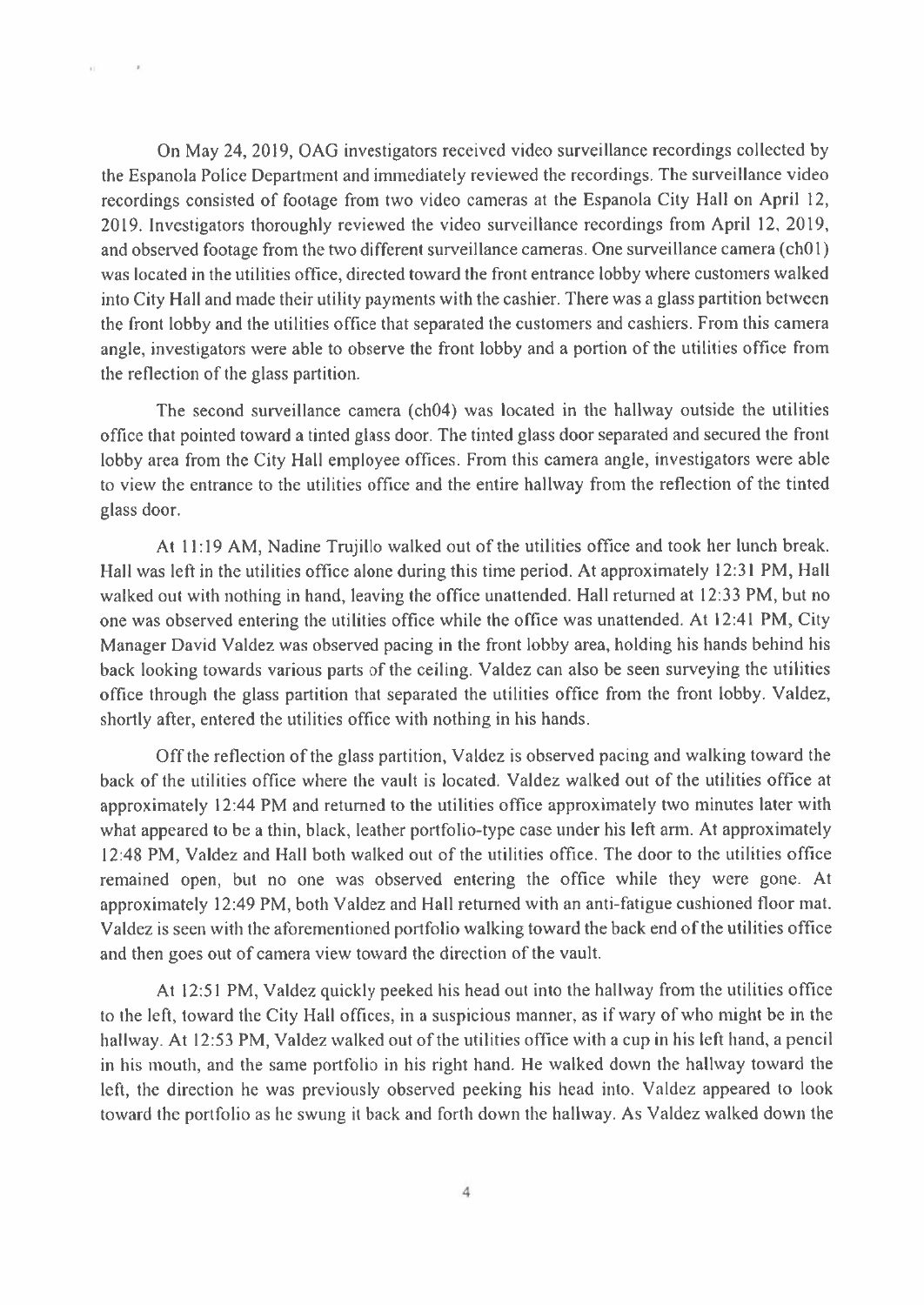On May 24, 2019, OAG investigators received video surveillance recordings collected by the Espanola Police Department and immediately reviewed the recordings. The surveillance video recordings consisted of footage from two video cameras at the Espanola City Hall on April 12, 2019. Investigators thoroughly reviewed the video surveillance recordings from April 12, 2019, and observed footage from the two different surveillance cameras. One surveillance camera (ch01) was located in the utilities office, directed toward the front entrance lobby where customers walked into City Hall and made their utility payments with the cashier. There was a glass partition between the front lobby and the utilities office that separated the customers and cashiers. From this camera angle, investigators were able to observe the front lobby and a portion of the utilities office from the reflection of the glass partition.

The second surveillance camera (ch04) was located in the hallway outside the utilities office that pointed toward a tinted glass door. The tinted glass door separated and secured the front lobby area from the City Hall employee offices. From this camera angle, investigators were able to view the entrance to the utilities office and the entire hallway from the reflection of the tinted glass door.

At 11:19 AM, Nadine Trujillo walked out of the utilities office and took her lunch break. Hall was left in the utilities office alone during this time period. At approximately 12:31 PM, Hall walked out with nothing in hand, leaving the office unattended. Hall returned at 12:33 PM, but no one was observed entering the utilities office while the office was unattended. At 12:41 PM, City Manager David Valdez was observed pacing in the front lobby area, holding his hands behind his back looking towards various parts of the ceiling. Valdez can also be seen surveying the utilities office through the glass partition that separated the utilities office from the front lobby. Valdez, shortly after, entered the utilities office with nothing in his hands.

Off the reflection of the glass partition, Valdez is observed pacing and walking toward the back of the utilities office where the vault is located. Valdez walked out of the utilities office at approximately 12:44 PM and returned to the utilities office approximately two minutes later with what appeared to be a thin, black, leather portfolio-type case under his left arm. At approximately 12:48 PM, Valdez and Hall both walked out of the utilities office. The door to the utilities office remained open, but no one was observed entering the office while they were gone. At approximately 12:49 PM, both Valdez and Hall returned with an anti-fatigue cushioned floor mat. Valdez is seen with the aforementioned portfolio walking toward the back end of the utilities office and then goes out of camera view toward the direction of the vault.

At 12:51 PM, Valdez quickly peeked his head out into the hallway from the utilities office to the left, toward the City Hall offices, in a suspicious manner, as if wary of who might be in the hallway. At 12:53 PM, Valdez walked out of the utilities office with a cup in his left hand, a pencil in his mouth, and the same portfolio in his right hand. He walked down the hallway toward the left, the direction he was previously observed peeking his head into. Valdez appeared to look toward the portfolio as he swung it back and forth down the hallway. As Valdez walked down the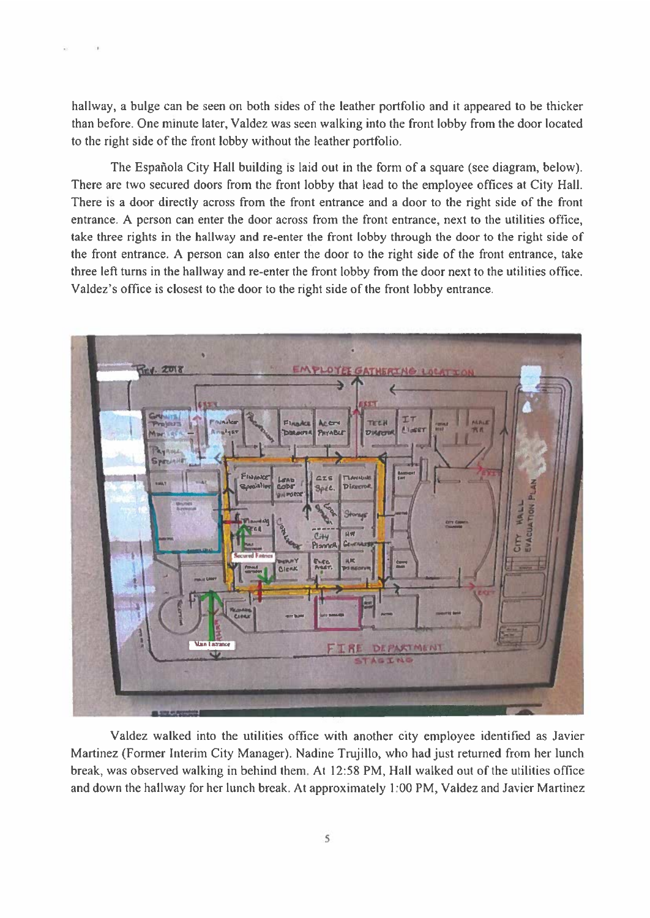hallway, a bulge can be seen on both sides of the leather portfolio and it appeared to be thicker than before. One minute later, Valdez was seen walking into the front lobby from the door located to the right side of the front lobby without the leather portfolio.

The Española City Hall building is laid out in the form of a square (see diagram, below). There are two secured doors from the front lobby that lead to the employee offices at City Hall. There is a door directly across from the front entrance and a door to the right side of the front entrance. A person can enter the door across from the front entrance, next to the utilities office, take three rights in the hallway and re-enter the front lobby through the door to the right side of the front entrance. A person can also enter the door to the right side of the front entrance, take three left turns in the hallway and re-enter the front lobby from the door next to the utilities office. Valdez's office is closest to the door to the right side of the front lobby entrance.

Valdez walked into the utilities office with another city employee identified as Javier Martinez (Former Interim City Manager). Nadine Trujillo, who had just returned from her lunch break, was observed walking in behind them. At 12:58 PM, Hall walked out of the utilities office and down the hallway for her lunch break. At approximately 1:00 PM, Valdez and Javier Martinez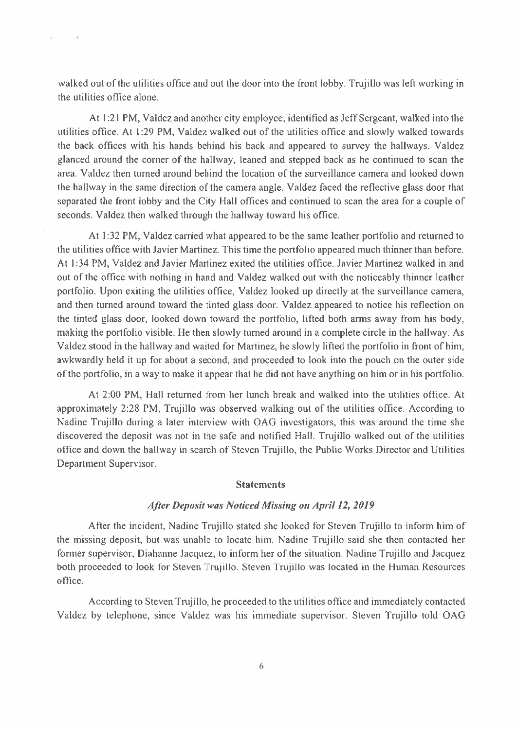walked out of the utilities office and out the door into the front lobby. Trujillo was left working in the utilities office alone.

At 1:21 PM, Valdez and another city employee, identified as Jeff Sergeant, walked into the utilities office. At 1:29 PM, Valdez walked out of the utilities office and slowly walked towards the back offices with his hands behind his back and appeared to survey the hallways. Valdez glanced around the corner of the hallway, leaned and stepped back as he continued to scan the area. Valdez then turned around behind the location of the surveillance camera and looked down the hallway in the same direction of the camera angle. Valdez faced the reflective glass door that separated the front lobby and the City Hall offices and continued to scan the area for a couple of seconds. Valdez then walked through the hallway toward his office.

At 1:32 PM, Valdez carried what appeared to be the same leather portfolio and returned to the utilities office with Javier Martinez. This time the portfolio appeared much thinner than before. At 1:34 PM, Valdez and Javier Martinez exited the utilities office. Javier Martinez walked in and out of the office with nothing in hand and Valdez walked out with the noticeably thinner leather portfolio. Upon exiting the utilities office, Valdez looked up directly at the surveillance camera, and then turned around toward the tinted glass door. Valdez appeared to notice his reflection on the tinted glass door, looked down toward the portfolio, lifted both arms away from his body, making the portfolio visible. He then slowly turned around in a complete circle in the hallway. As Valdez stood in the hallway and waited for Martinez, he slowly lifted the portfolio in front of him, awkwardly held it up for about a second, and proceeded to look into the pouch on the outer side of the portfolio, in a way to make it appear that he did not have anything on him or in his portfolio.

At 2:00 PM, Hall returned from her lunch break and walked into the utilities office. At approximately 2:28 PM, Trujillo was observed walking out of the utilities office. According to Nadine Trujillo during a later interview with OAG investigators, this was around the time she discovered the deposit was not in the safe and notified Hall. Trujillo walked out of the utilities office and down the hallway in search of Steven Trujillo, the Public Works Director and Utilities Department Supervisor.

## Statements

### *After Deposit was Noticed Missing on April 12, 2019*

After the incident, Nadine Trujillo stated she looked for Steven Trujillo to inform him of the missing deposit, but was unable to locate him. Nadine Trujillo said she then contacted her former supervisor, Diahanne Jacquez, to inform her of the situation. Nadine Trujillo and Jacquez both proceeded to look for Steven Trujillo. Steven Trujillo was located in the Human Resources office.

According to Steven Trujillo, he proceeded to the utilities office and immediately contacted Valdez by telephone, since Valdez was his immediate supervisor. Steven Trujillo told OAG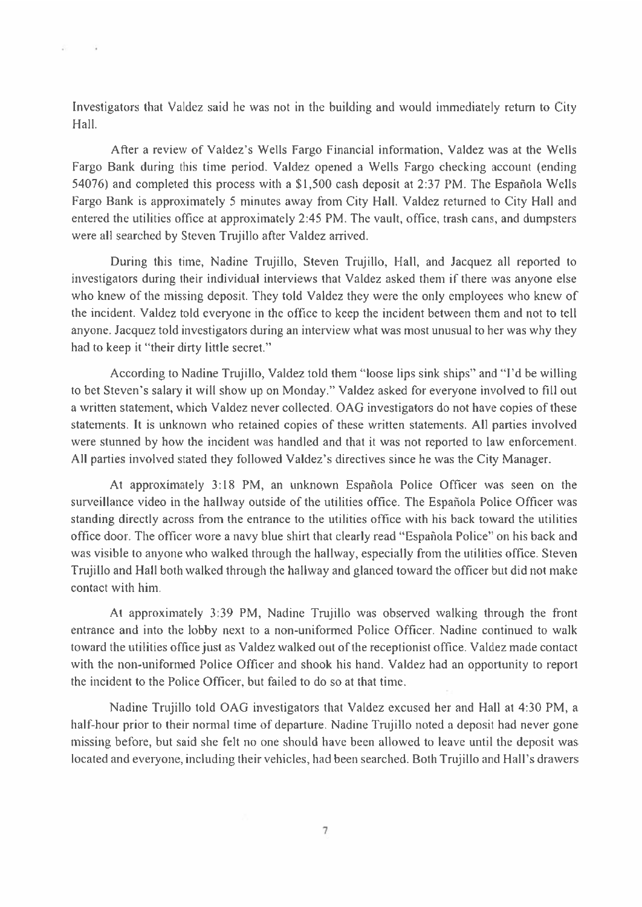Investigators that Valdez said he was not in the building and would immediately return to City Hall.

After a review of Valdez's Wells Fargo Financial information, Valdez was at the Wells Fargo Bank during this time period. Valdez opened a Wells Fargo checking account (ending 54076) and completed this process with a $1,500 cash deposit at 2:37 PM. The Española Wells Fargo Bank is approximately 5 minutes away from City Hall. Valdez returned to City Hall and entered the utilities office at approximately 2:45 PM. The vault, office, trash cans, and dumpsters were all searched by Steven Trujillo after Valdez arrived.

During this time, Nadine Trujillo, Steven Trujillo, Hall, and Jacquez all reported to investigators during their individual interviews that Valdez asked them if there was anyone else who knew of the missing deposit. They told Valdez they were the only employees who knew of the incident. Valdez told everyone in the office to keep the incident between them and not to tell anyone. Jacquez told investigators during an interview what was most unusual to her was why they had to keep it "their dirty little secret."

According to Nadine Trujillo, Valdez told them "loose lips sink ships" and "I'd be willing to bet Steven's salary it will show up on Monday." Valdez asked for everyone involved to fill out a written statement, which Valdez never collected. OAG investigators do not have copies of these statements. It is unknown who retained copies of these written statements. All parties involved were stunned by how the incident was handled and that it was not reported to law enforcement. All parties involved stated they followed Valdez's directives since he was the City Manager.

At approximately 3:18 PM, an unknown Española Police Officer was seen on the surveillance video in the hallway outside of the utilities office. The Española Police Officer was standing directly across from the entrance to the utilities office with his back toward the utilities office door. The officer wore a navy blue shirt that clearly read "Española Police" on his back and was visible to anyone who walked through the hallway, especially from the utilities office. Steven Trujillo and Hall both walked through the hallway and glanced toward the officer but did not make contact with him.

At approximately 3:39 PM, Nadine Trujillo was observed walking through the front entrance and into the lobby next to a non-uniformed Police Officer. Nadine continued to walk toward the utilities office just as Valdez walked out of the receptionist office. Valdez made contact with the non-uniformed Police Officer and shook his hand. Valdez had an opportunity to report the incident to the Police Officer, but failed to do so at that time.

Nadine Trujillo told OAG investigators that Valdez excused her and Hall at 4:30 PM, a half-hour prior to their normal time of departure. Nadine Trujillo noted a deposit had never gone missing before, but said she felt no one should have been allowed to leave until the deposit was located and everyone, including their vehicles, had been searched. Both Trujillo and Hall's drawers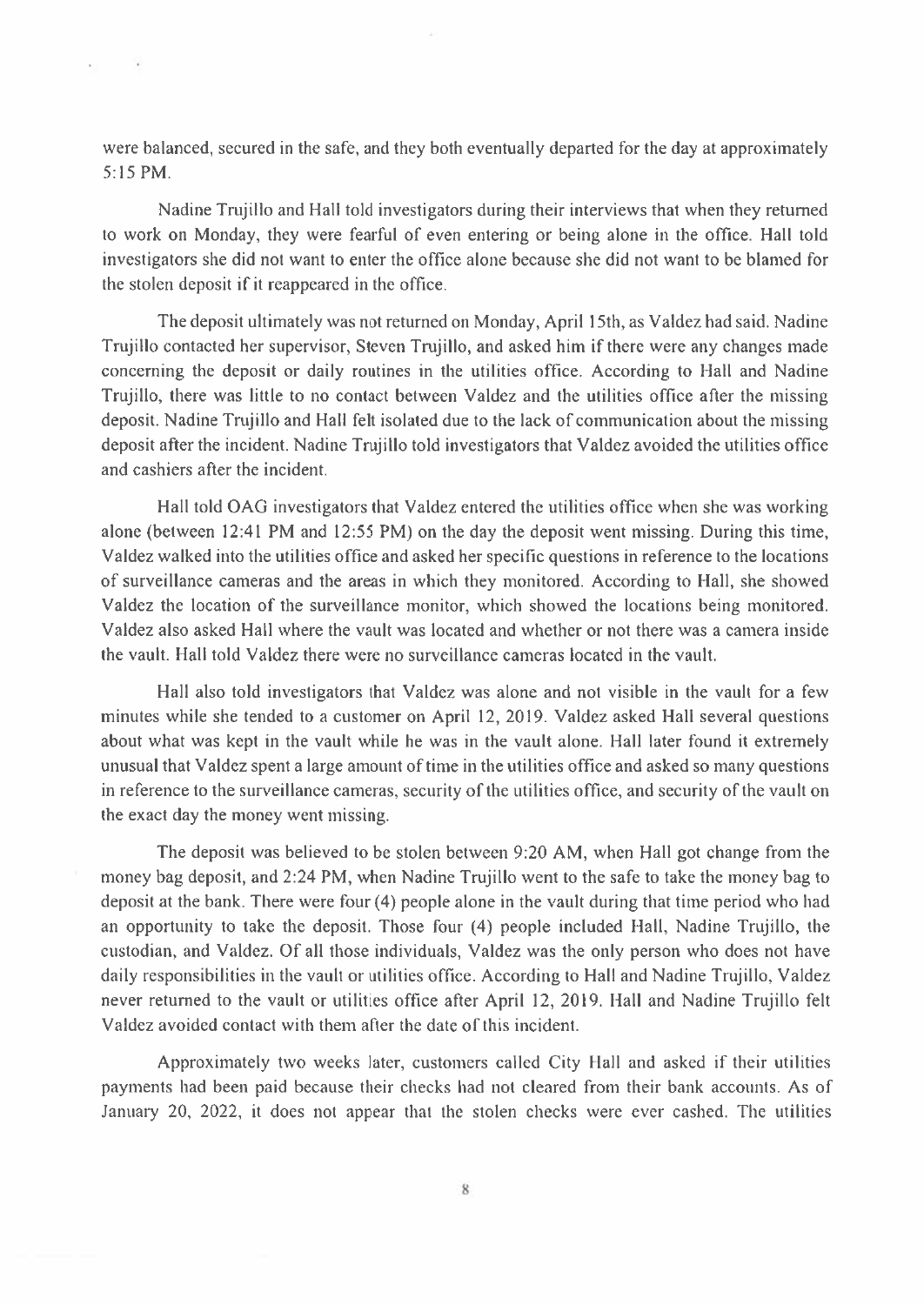were balanced, secured in the safe, and they both eventually departed for the day at approximately 5:15 PM.

Nadine Trujillo and Hall told investigators during their interviews that when they returned to work on Monday, they were fearful of even entering or being alone in the office. Hall told investigators she did not want to enter the office alone because she did not want to be blamed for the stolen deposit if it reappeared in the office.

The deposit ultimately was not returned on Monday, April 15th, as Valdez had said. Nadine Trujillo contacted her supervisor, Steven Trujillo, and asked him if there were any changes made concerning the deposit or daily routines in the utilities office. According to Hall and Nadine Trujillo, there was little to no contact between Valdez and the utilities office after the missing deposit. Nadine Trujillo and Hall felt isolated due to the lack of communication about the missing deposit after the incident. Nadine Trujillo told investigators that Valdez avoided the utilities office and cashiers after the incident.

Hall told OAG investigators that Valdez entered the utilities office when she was working alone (between 12:41 PM and 12:55 PM) on the day the deposit went missing. During this time, Valdez walked into the utilities office and asked her specific questions in reference to the locations of surveillance cameras and the areas in which they monitored. According to Hall, she showed Valdez the location of the surveillance monitor, which showed the locations being monitored. Valdez also asked Hall where the vault was located and whether or not there was a camera inside the vault. Hall told Valdez there were no surveillance cameras located in the vault.

Hall also told investigators that Valdez was alone and not visible in the vault for a few minutes while she tended to a customer on April 12, 2019. Valdez asked Hall several questions about what was kept in the vault while he was in the vault alone. Hall later found it extremely unusual that Valdez spent a large amount of time in the utilities office and asked so many questions in reference to the surveillance cameras, security of the utilities office, and security of the vault on the exact day the money went missing.

The deposit was believed to be stolen between 9:20 AM, when Hall got change from the money bag deposit, and 2:24 PM, when Nadine Trujillo went to the safe to take the money bag to deposit at the bank. There were four (4) people alone in the vault during that time period who had an opportunity to take the deposit. Those four (4) people included Hall, Nadine Trujillo, the custodian, and Valdez. Of all those individuals, Valdez was the only person who does not have daily responsibilities in the vault or utilities office. According to Hall and Nadine Trujillo, Valdez never returned to the vault or utilities office after April 12, 2019. Hall and Nadine Trujillo felt Valdez avoided contact with them after the date of this incident.

Approximately two weeks later, customers called City Hall and asked if their utilities payments had been paid because their checks had not cleared from their bank accounts. As of January 20, 2022, it does not appear that the stolen checks were ever cashed. The utilities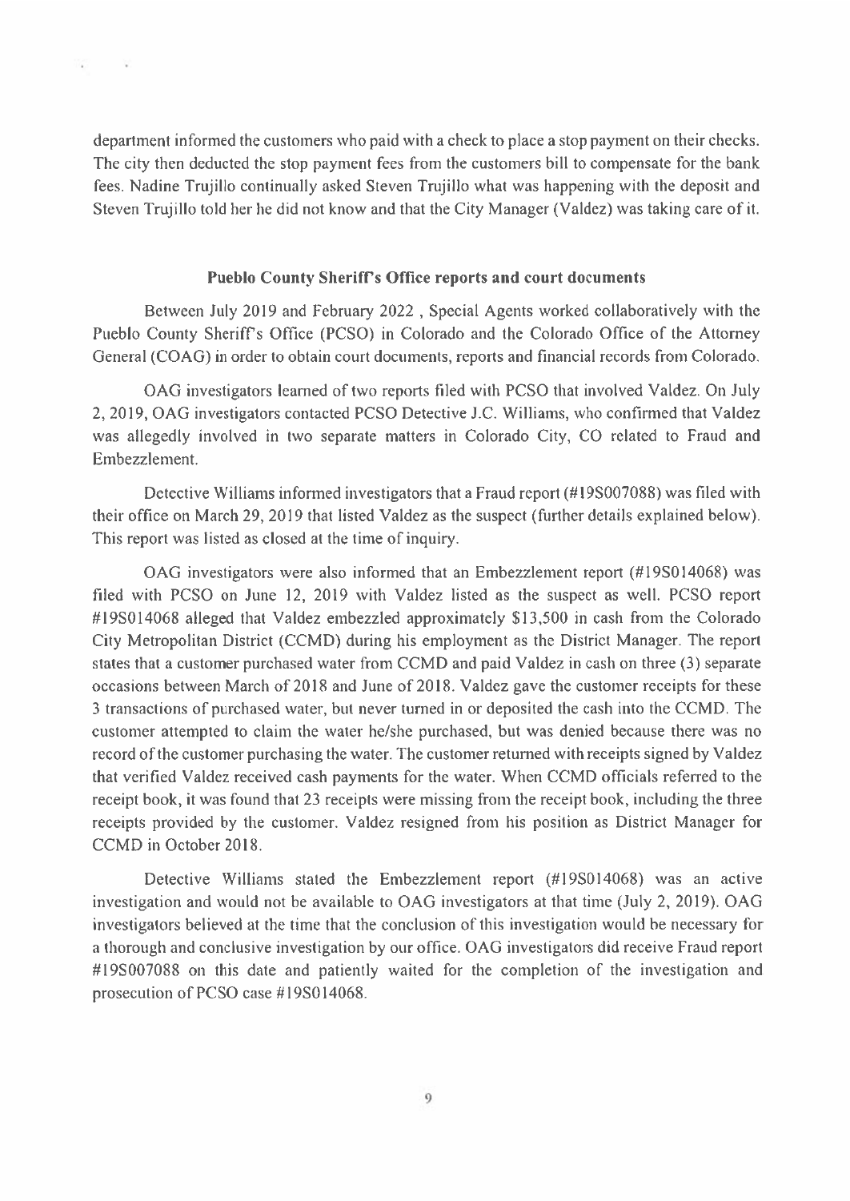department informed the customers who paid with a check to place a stop payment on their checks. The city then deducted the stop payment fees from the customers bill to compensate for the bank fees. Nadine Trujillo continually asked Steven Trujillo what was happening with the deposit and Steven Trujillo told her he did not know and that the City Manager (Valdez) was taking care of it.

**Pueblo County Sheriff's Office reports and court documents**

Between July 2019 and February 2022 , Special Agents worked collaboratively with the Pueblo County Sheriff's Office (PCSO) in Colorado and the Colorado Office of the Attorney General (COAG) in order to obtain court documents, reports and financial records from Colorado.

OAG investigators learned of two reports filed with PCSO that involved Valdez. On July 2, 2019, OAG investigators contacted PCSO Detective J.C. Williams, who confirmed that Valdez was allegedly involved in two separate matters in Colorado City, CO related to Fraud and Embezzlement.

Detective Williams informed investigators that a Fraud report (#19S007088) was filed with their office on March 29, 2019 that listed Valdez as the suspect (further details explained below). This report was listed as closed at the time of inquiry.

OAG investigators were also informed that an Embezzlement report (#19S014068) was filed with PCSO on June 12, 2019 with Valdez listed as the suspect as well. PCSO report #19S014068 alleged that Valdez embezzled approximately $13,500 in cash from the Colorado City Metropolitan District (CCMD) during his employment as the District Manager. The report states that a customer purchased water from CCMD and paid Valdez in cash on three (3) separate occasions between March of 2018 and June of 2018. Valdez gave the customer receipts for these 3 transactions of purchased water, but never turned in or deposited the cash into the CCMD. The customer attempted to claim the water he/she purchased, but was denied because there was no record of the customer purchasing the water. The customer returned with receipts signed by Valdez that verified Valdez received cash payments for the water. When CCMD officials referred to the receipt book, it was found that 23 receipts were missing from the receipt book, including the three receipts provided by the customer. Valdez resigned from his position as District Manager for CCMD in October 2018.

Detective Williams stated the Embezzlement report (#19S014068) was an active investigation and would not be available to OAG investigators at that time (July 2, 2019). OAG investigators believed at the time that the conclusion of this investigation would be necessary for a thorough and conclusive investigation by our office. OAG investigators did receive Fraud report #19S007088 on this date and patiently waited for the completion of the investigation and prosecution of PCSO case #19S014068.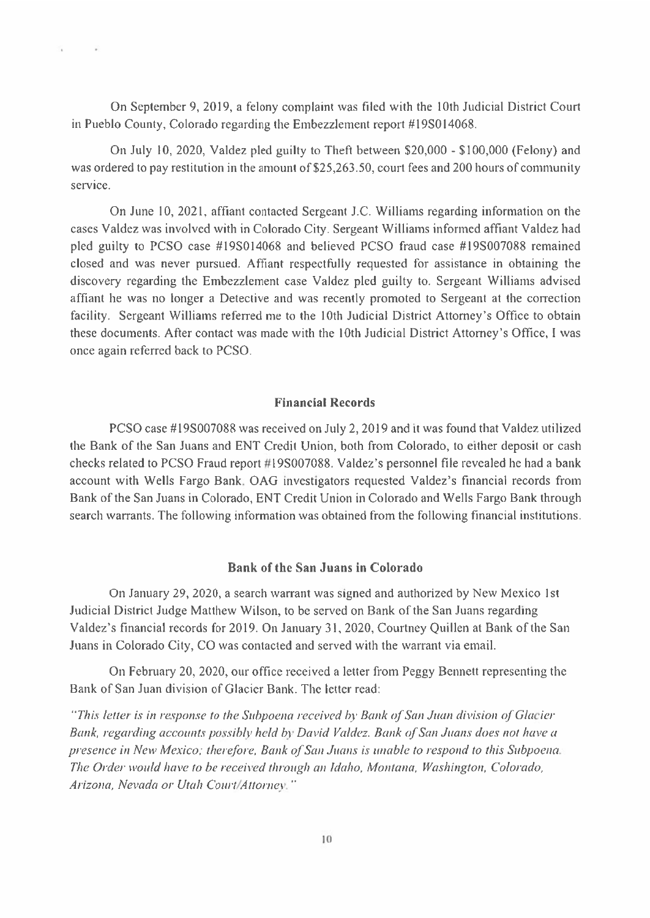On September 9, 2019, a felony complaint was filed with the 10th Judicial District Court in Pueblo County, Colorado regarding the Embezzlement report #19S014068.

On July 10, 2020, Valdez pled guilty to Theft between $20,000 - $100,000 (Felony) and was ordered to pay restitution in the amount of $25,263.50, court fees and 200 hours of community service.

On June 10, 2021, affiant contacted Sergeant J.C. Williams regarding information on the cases Valdez was involved with in Colorado City. Sergeant Williams informed affiant Valdez had pled guilty to PCSO case #19S014068 and believed PCSO fraud case #19S007088 remained closed and was never pursued. Affiant respectfully requested for assistance in obtaining the discovery regarding the Embezzlement case Valdez pled guilty to. Sergeant Williams advised affiant he was no longer a Detective and was recently promoted to Sergeant at the correction facility. Sergeant Williams referred me to the 10th Judicial District Attorney's Office to obtain these documents. After contact was made with the 10th Judicial District Attorney's Office, I was once again referred back to PCSO.

## Financial Records

PCSO case #19S007088 was received on July 2, 2019 and it was found that Valdez utilized the Bank of the San Juans and ENT Credit Union, both from Colorado, to either deposit or cash checks related to PCSO Fraud report #19S007088. Valdez's personnel file revealed he had a bank account with Wells Fargo Bank. OAG investigators requested Valdez's financial records from Bank of the San Juans in Colorado, ENT Credit Union in Colorado and Wells Fargo Bank through search warrants. The following information was obtained from the following financial institutions.

## Bank of the San Juans in Colorado

On January 29, 2020, a search warrant was signed and authorized by New Mexico 1st Judicial District Judge Matthew Wilson, to be served on Bank of the San Juans regarding Valdez's financial records for 2019. On January 31, 2020, Courtney Quillen at Bank of the San Juans in Colorado City, CO was contacted and served with the warrant via email.

On February 20, 2020, our office received a letter from Peggy Bennett representing the Bank of San Juan division of Glacier Bank. The letter read:

*"This letter is in response to the Subpoena received by Bank of San Juan division of Glacier Bank, regarding accounts possibly held by David Valdez. Bank of San Juans does not have a presence in New Mexico; therefore, Bank of San Juans is unable to respond to this Subpoena. The Order would have to be received through an Idaho, Montana, Washington, Colorado, Arizona, Nevada or Utah Court/Attorney."*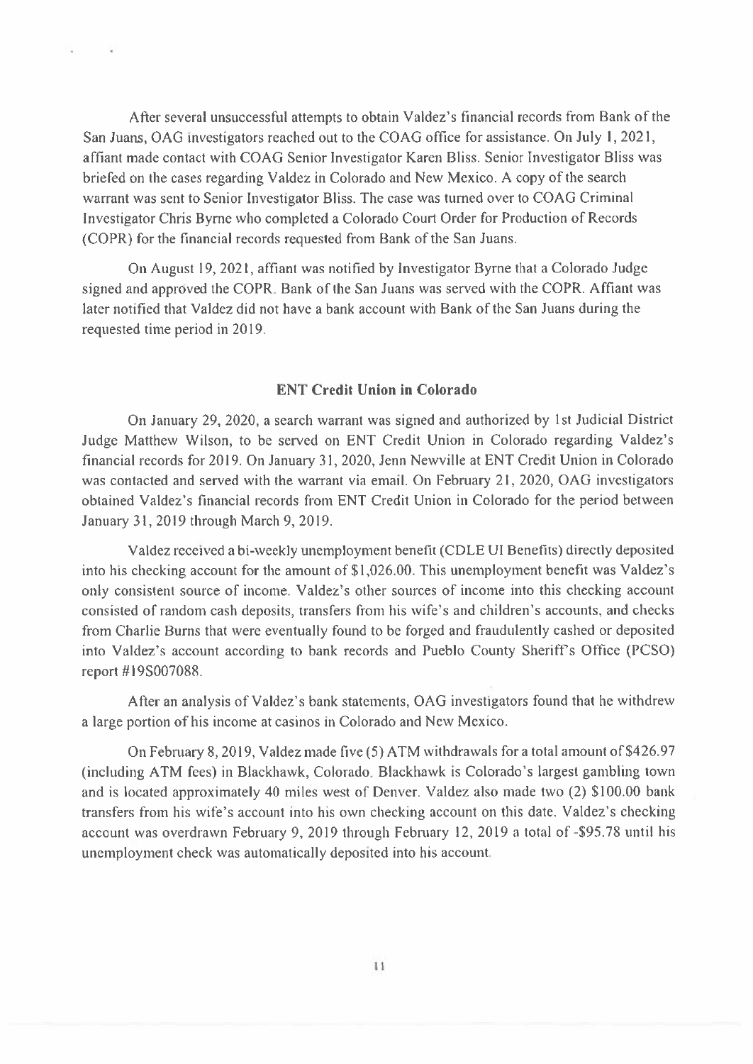After several unsuccessful attempts to obtain Valdez's financial records from Bank of the San Juans, OAG investigators reached out to the COAG office for assistance. On July 1, 2021, affiant made contact with COAG Senior Investigator Karen Bliss. Senior Investigator Bliss was briefed on the cases regarding Valdez in Colorado and New Mexico. A copy of the search warrant was sent to Senior Investigator Bliss. The case was turned over to COAG Criminal Investigator Chris Byrne who completed a Colorado Court Order for Production of Records (COPR) for the financial records requested from Bank of the San Juans.

On August 19, 2021, affiant was notified by Investigator Byrne that a Colorado Judge signed and approved the COPR. Bank of the San Juans was served with the COPR. Affiant was later notified that Valdez did not have a bank account with Bank of the San Juans during the requested time period in 2019.

**ENT Credit Union in Colorado**

On January 29, 2020, a search warrant was signed and authorized by 1st Judicial District Judge Matthew Wilson, to be served on ENT Credit Union in Colorado regarding Valdez's financial records for 2019. On January 31, 2020, Jenn Newville at ENT Credit Union in Colorado was contacted and served with the warrant via email. On February 21, 2020, OAG investigators obtained Valdez's financial records from ENT Credit Union in Colorado for the period between January 31, 2019 through March 9, 2019.

Valdez received a bi-weekly unemployment benefit (CDLE UI Benefits) directly deposited into his checking account for the amount of $1,026.00. This unemployment benefit was Valdez's only consistent source of income. Valdez's other sources of income into this checking account consisted of random cash deposits, transfers from his wife's and children's accounts, and checks from Charlie Burns that were eventually found to be forged and fraudulently cashed or deposited into Valdez's account according to bank records and Pueblo County Sheriff's Office (PCSO) report #19S007088.

After an analysis of Valdez's bank statements, OAG investigators found that he withdrew a large portion of his income at casinos in Colorado and New Mexico.

On February 8, 2019, Valdez made five (5) ATM withdrawals for a total amount of $426.97 (including ATM fees) in Blackhawk, Colorado. Blackhawk is Colorado's largest gambling town and is located approximately 40 miles west of Denver. Valdez also made two (2) $100.00 bank transfers from his wife's account into his own checking account on this date. Valdez's checking account was overdrawn February 9, 2019 through February 12, 2019 a total of -$95.78 until his unemployment check was automatically deposited into his account.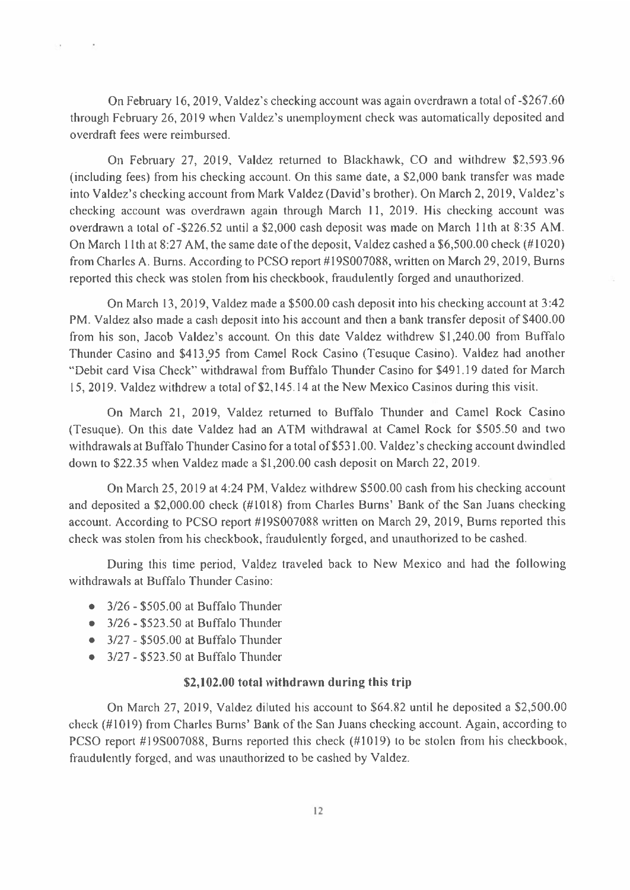On February 16, 2019, Valdez's checking account was again overdrawn a total of -$267.60 through February 26, 2019 when Valdez's unemployment check was automatically deposited and overdraft fees were reimbursed.

On February 27, 2019, Valdez returned to Blackhawk, CO and withdrew $2,593.96 (including fees) from his checking account. On this same date, a $2,000 bank transfer was made into Valdez's checking account from Mark Valdez (David's brother). On March 2, 2019, Valdez's checking account was overdrawn again through March 11, 2019. His checking account was overdrawn a total of -$226.52 until a $2,000 cash deposit was made on March 11th at 8:35 AM. On March 11th at 8:27 AM, the same date of the deposit, Valdez cashed a $6,500.00 check (#1020) from Charles A. Burns. According to PCSO report #19S007088, written on March 29, 2019, Burns reported this check was stolen from his checkbook, fraudulently forged and unauthorized.

On March 13, 2019, Valdez made a $500.00 cash deposit into his checking account at 3:42 PM. Valdez also made a cash deposit into his account and then a bank transfer deposit of $400.00 from his son, Jacob Valdez's account. On this date Valdez withdrew $1,240.00 from Buffalo Thunder Casino and $413.95 from Camel Rock Casino (Tesuque Casino). Valdez had another "Debit card Visa Check" withdrawal from Buffalo Thunder Casino for $491.19 dated for March 15, 2019. Valdez withdrew a total of $2,145.14 at the New Mexico Casinos during this visit.

On March 21, 2019, Valdez returned to Buffalo Thunder and Camel Rock Casino (Tesuque). On this date Valdez had an ATM withdrawal at Camel Rock for $505.50 and two withdrawals at Buffalo Thunder Casino for a total of $531.00. Valdez's checking account dwindled down to $22.35 when Valdez made a $1,200.00 cash deposit on March 22, 2019.

On March 25, 2019 at 4:24 PM, Valdez withdrew $500.00 cash from his checking account and deposited a $2,000.00 check (#1018) from Charles Burns' Bank of the San Juans checking account. According to PCSO report #19S007088 written on March 29, 2019, Burns reported this check was stolen from his checkbook, fraudulently forged, and unauthorized to be cashed.

During this time period, Valdez traveled back to New Mexico and had the following withdrawals at Buffalo Thunder Casino:

- 3/26 - $505.00 at Buffalo Thunder
- 3/26 - $523.50 at Buffalo Thunder
- 3/27 - $505.00 at Buffalo Thunder
- 3/27 - $523.50 at Buffalo Thunder

**$2,102.00 total withdrawn during this trip**

On March 27, 2019, Valdez diluted his account to $64.82 until he deposited a $2,500.00 check (#1019) from Charles Burns' Bank of the San Juans checking account. Again, according to PCSO report #19S007088, Burns reported this check (#1019) to be stolen from his checkbook, fraudulently forged, and was unauthorized to be cashed by Valdez.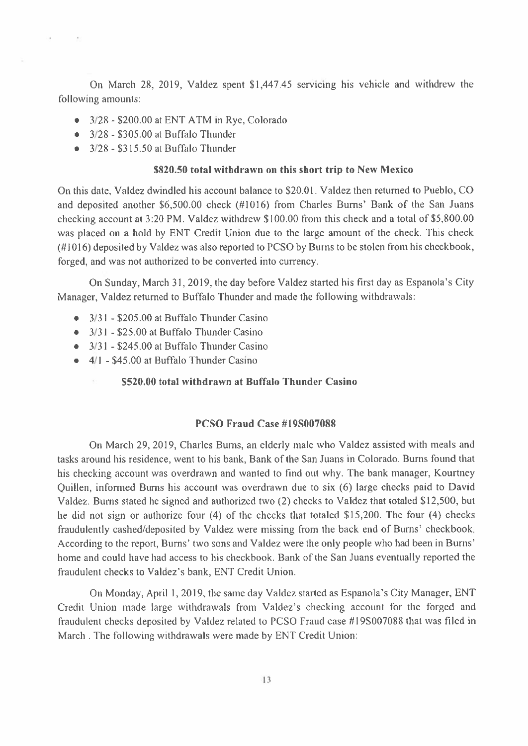On March 28, 2019, Valdez spent $1,447.45 servicing his vehicle and withdrew the following amounts:

- 3/28 - $200.00 at ENT ATM in Rye, Colorado
- 3/28 - $305.00 at Buffalo Thunder
- 3/28 - $315.50 at Buffalo Thunder

**$820.50 total withdrawn on this short trip to New Mexico**

On this date, Valdez dwindled his account balance to $20.01. Valdez then returned to Pueblo, CO and deposited another $6,500.00 check (#1016) from Charles Burns' Bank of the San Juans checking account at 3:20 PM. Valdez withdrew $100.00 from this check and a total of $5,800.00 was placed on a hold by ENT Credit Union due to the large amount of the check. This check (#1016) deposited by Valdez was also reported to PCSO by Burns to be stolen from his checkbook, forged, and was not authorized to be converted into currency.

On Sunday, March 31, 2019, the day before Valdez started his first day as Espanola's City Manager, Valdez returned to Buffalo Thunder and made the following withdrawals:

- 3/31 - $205.00 at Buffalo Thunder Casino
- 3/31 - $25.00 at Buffalo Thunder Casino
- 3/31 - $245.00 at Buffalo Thunder Casino
- 4/1 - $45.00 at Buffalo Thunder Casino

**$520.00 total withdrawn at Buffalo Thunder Casino**

### PCSO Fraud Case #19S007088

On March 29, 2019, Charles Burns, an elderly male who Valdez assisted with meals and tasks around his residence, went to his bank, Bank of the San Juans in Colorado. Burns found that his checking account was overdrawn and wanted to find out why. The bank manager, Kourtney Quillen, informed Burns his account was overdrawn due to six (6) large checks paid to David Valdez. Burns stated he signed and authorized two (2) checks to Valdez that totaled $12,500, but he did not sign or authorize four (4) of the checks that totaled $15,200. The four (4) checks fraudulently cashed/deposited by Valdez were missing from the back end of Burns' checkbook. According to the report, Burns' two sons and Valdez were the only people who had been in Burns' home and could have had access to his checkbook. Bank of the San Juans eventually reported the fraudulent checks to Valdez's bank, ENT Credit Union.

On Monday, April 1, 2019, the same day Valdez started as Espanola's City Manager, ENT Credit Union made large withdrawals from Valdez's checking account for the forged and fraudulent checks deposited by Valdez related to PCSO Fraud case #19S007088 that was filed in March . The following withdrawals were made by ENT Credit Union: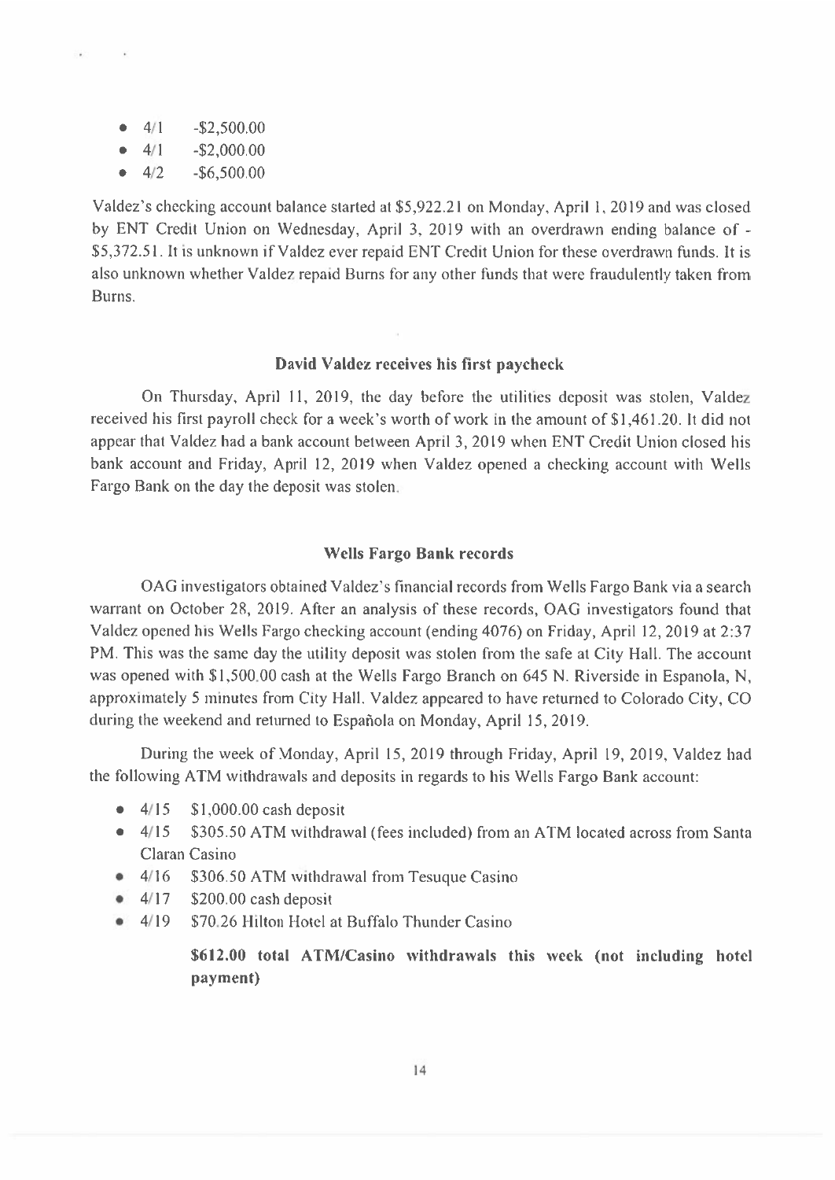- 4/1 -$2,500.00
- 4/1 -$2,000.00
- 4/2 -$6,500.00

Valdez's checking account balance started at $5,922.21 on Monday, April 1, 2019 and was closed by ENT Credit Union on Wednesday, April 3, 2019 with an overdrawn ending balance of -$5,372.51. It is unknown if Valdez ever repaid ENT Credit Union for these overdrawn funds. It is also unknown whether Valdez repaid Burns for any other funds that were fraudulently taken from Burns.

### David Valdez receives his first paycheck

On Thursday, April 11, 2019, the day before the utilities deposit was stolen, Valdez received his first payroll check for a week's worth of work in the amount of $1,461.20. It did not appear that Valdez had a bank account between April 3, 2019 when ENT Credit Union closed his bank account and Friday, April 12, 2019 when Valdez opened a checking account with Wells Fargo Bank on the day the deposit was stolen.

### Wells Fargo Bank records

OAG investigators obtained Valdez's financial records from Wells Fargo Bank via a search warrant on October 28, 2019. After an analysis of these records, OAG investigators found that Valdez opened his Wells Fargo checking account (ending 4076) on Friday, April 12, 2019 at 2:37 PM. This was the same day the utility deposit was stolen from the safe at City Hall. The account was opened with $1,500.00 cash at the Wells Fargo Branch on 645 N. Riverside in Espanola, N, approximately 5 minutes from City Hall. Valdez appeared to have returned to Colorado City, CO during the weekend and returned to Española on Monday, April 15, 2019.

During the week of Monday, April 15, 2019 through Friday, April 19, 2019, Valdez had the following ATM withdrawals and deposits in regards to his Wells Fargo Bank account:

- 4/15 $1,000.00 cash deposit
- 4/15 $305.50 ATM withdrawal (fees included) from an ATM located across from Santa Claran Casino
- 4/16 $306.50 ATM withdrawal from Tesuque Casino
- 4/17 $200.00 cash deposit
- 4/19 $70.26 Hilton Hotel at Buffalo Thunder Casino

**$612.00 total ATM/Casino withdrawals this week (not including hotel payment)**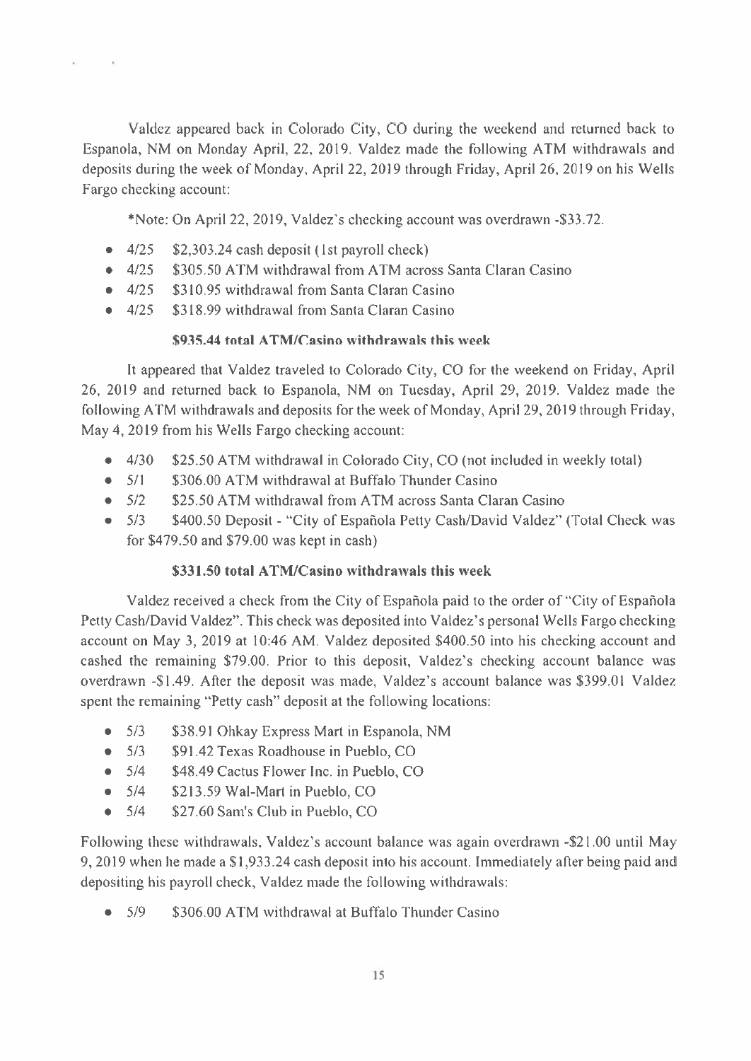Valdez appeared back in Colorado City, CO during the weekend and returned back to Espanola, NM on Monday April, 22, 2019. Valdez made the following ATM withdrawals and deposits during the week of Monday, April 22, 2019 through Friday, April 26, 2019 on his Wells Fargo checking account:

*Note: On April 22, 2019, Valdez's checking account was overdrawn -$33.72.

- 4/25 $2,303.24 cash deposit (1st payroll check)
- 4/25 $305.50 ATM withdrawal from ATM across Santa Claran Casino
- 4/25 $310.95 withdrawal from Santa Claran Casino
- 4/25 $318.99 withdrawal from Santa Claran Casino

**$935.44 total ATM/Casino withdrawals this week**

It appeared that Valdez traveled to Colorado City, CO for the weekend on Friday, April 26, 2019 and returned back to Espanola, NM on Tuesday, April 29, 2019. Valdez made the following ATM withdrawals and deposits for the week of Monday, April 29, 2019 through Friday, May 4, 2019 from his Wells Fargo checking account:

- 4/30 $25.50 ATM withdrawal in Colorado City, CO (not included in weekly total)
- 5/1 $306.00 ATM withdrawal at Buffalo Thunder Casino
- 5/2 $25.50 ATM withdrawal from ATM across Santa Claran Casino
- 5/3 $400.50 Deposit - "City of Española Petty Cash/David Valdez" (Total Check was for $479.50 and $79.00 was kept in cash)

**$331.50 total ATM/Casino withdrawals this week**

Valdez received a check from the City of Española paid to the order of "City of Española Petty Cash/David Valdez". This check was deposited into Valdez's personal Wells Fargo checking account on May 3, 2019 at 10:46 AM. Valdez deposited $400.50 into his checking account and cashed the remaining $79.00. Prior to this deposit, Valdez's checking account balance was overdrawn -$1.49. After the deposit was made, Valdez's account balance was $399.01 Valdez spent the remaining "Petty cash" deposit at the following locations:

- 5/3 $38.91 Ohkay Express Mart in Espanola, NM
- 5/3 $91.42 Texas Roadhouse in Pueblo, CO
- 5/4 $48.49 Cactus Flower Inc. in Pueblo, CO
- 5/4 $213.59 Wal-Mart in Pueblo, CO
- 5/4 $27.60 Sam's Club in Pueblo, CO

Following these withdrawals, Valdez's account balance was again overdrawn -$21.00 until May 9, 2019 when he made a $1,933.24 cash deposit into his account. Immediately after being paid and depositing his payroll check, Valdez made the following withdrawals:

- 5/9 $306.00 ATM withdrawal at Buffalo Thunder Casino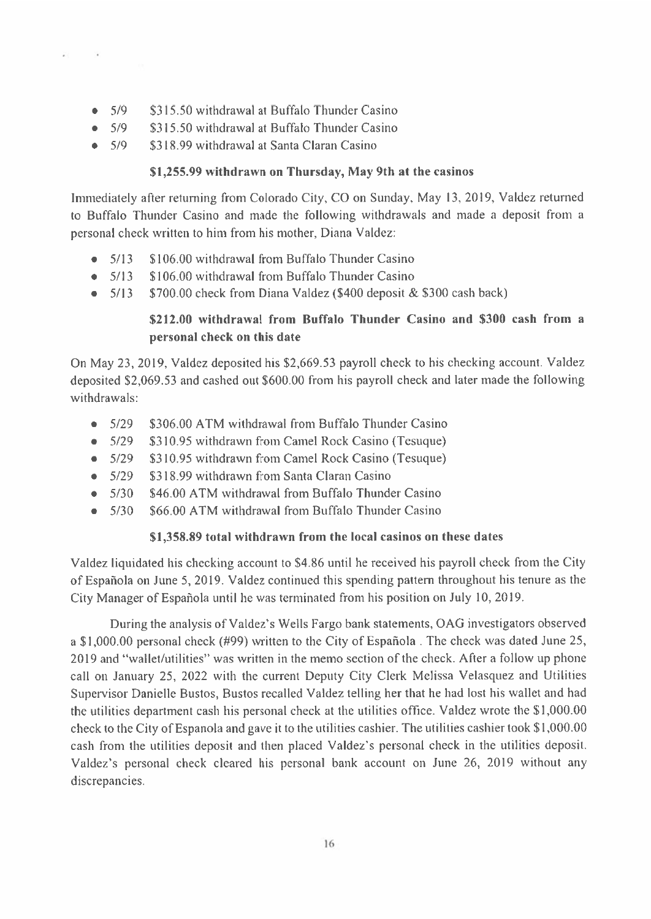- 5/9 $315.50 withdrawal at Buffalo Thunder Casino
- 5/9 $315.50 withdrawal at Buffalo Thunder Casino
- 5/9 $318.99 withdrawal at Santa Claran Casino

**$1,255.99 withdrawn on Thursday, May 9th at the casinos**

Immediately after returning from Colorado City, CO on Sunday, May 13, 2019, Valdez returned to Buffalo Thunder Casino and made the following withdrawals and made a deposit from a personal check written to him from his mother, Diana Valdez:

- 5/13 $106.00 withdrawal from Buffalo Thunder Casino
- 5/13 $106.00 withdrawal from Buffalo Thunder Casino
- 5/13 $700.00 check from Diana Valdez ($400 deposit & $300 cash back)

**$212.00 withdrawal from Buffalo Thunder Casino and $300 cash from a personal check on this date**

On May 23, 2019, Valdez deposited his $2,669.53 payroll check to his checking account. Valdez deposited $2,069.53 and cashed out $600.00 from his payroll check and later made the following withdrawals:

- 5/29 $306.00 ATM withdrawal from Buffalo Thunder Casino
- 5/29 $310.95 withdrawn from Camel Rock Casino (Tesuque)
- 5/29 $310.95 withdrawn from Camel Rock Casino (Tesuque)
- 5/29 $318.99 withdrawn from Santa Claran Casino
- 5/30 $46.00 ATM withdrawal from Buffalo Thunder Casino
- 5/30 $66.00 ATM withdrawal from Buffalo Thunder Casino

**$1,358.89 total withdrawn from the local casinos on these dates**

Valdez liquidated his checking account to $4.86 until he received his payroll check from the City of Española on June 5, 2019. Valdez continued this spending pattern throughout his tenure as the City Manager of Española until he was terminated from his position on July 10, 2019.

During the analysis of Valdez's Wells Fargo bank statements, OAG investigators observed a $1,000.00 personal check (#99) written to the City of Española . The check was dated June 25, 2019 and "wallet/utilities" was written in the memo section of the check. After a follow up phone call on January 25, 2022 with the current Deputy City Clerk Melissa Velasquez and Utilities Supervisor Danielle Bustos, Bustos recalled Valdez telling her that he had lost his wallet and had the utilities department cash his personal check at the utilities office. Valdez wrote the $1,000.00 check to the City of Espanola and gave it to the utilities cashier. The utilities cashier took $1,000.00 cash from the utilities deposit and then placed Valdez's personal check in the utilities deposit. Valdez's personal check cleared his personal bank account on June 26, 2019 without any discrepancies.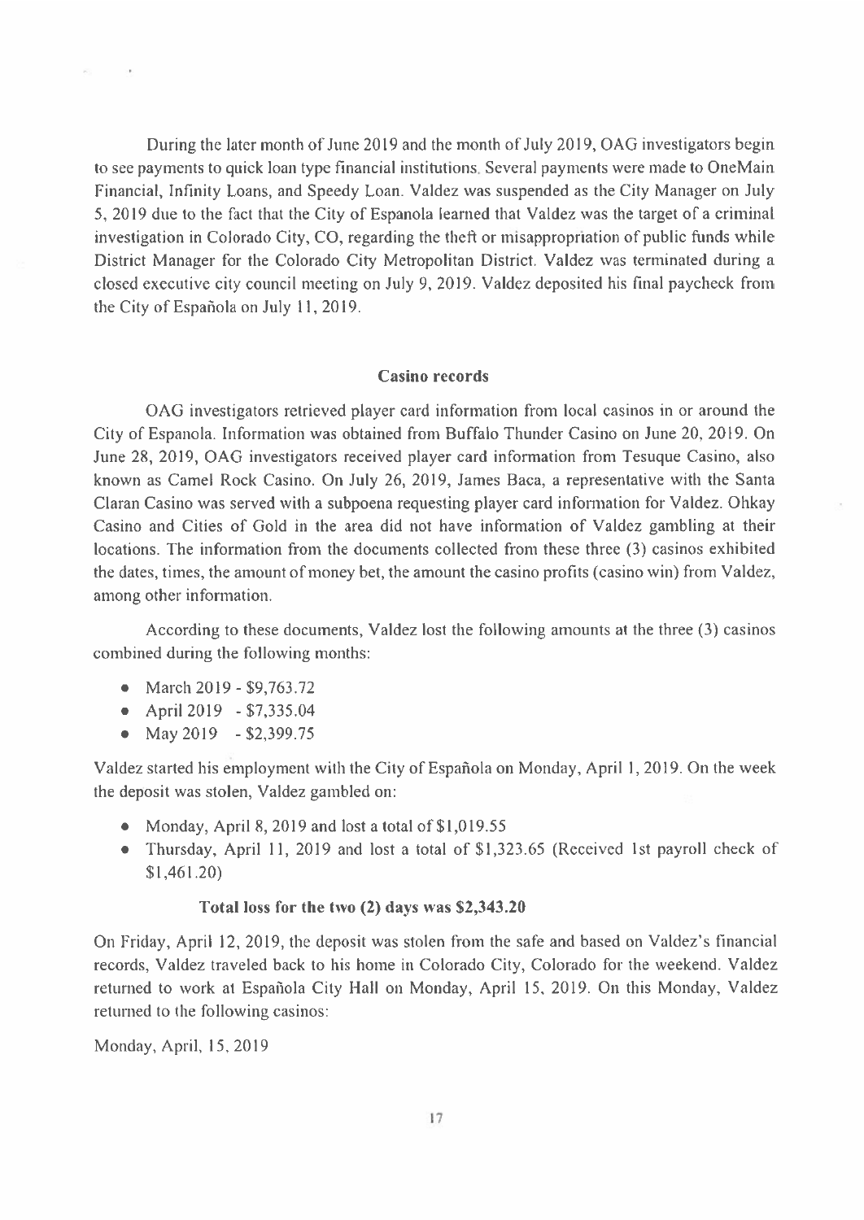During the later month of June 2019 and the month of July 2019, OAG investigators begin to see payments to quick loan type financial institutions. Several payments were made to OneMain Financial, Infinity Loans, and Speedy Loan. Valdez was suspended as the City Manager on July 5, 2019 due to the fact that the City of Espanola learned that Valdez was the target of a criminal investigation in Colorado City, CO, regarding the theft or misappropriation of public funds while District Manager for the Colorado City Metropolitan District. Valdez was terminated during a closed executive city council meeting on July 9, 2019. Valdez deposited his final paycheck from the City of Española on July 11, 2019.

### Casino records

OAG investigators retrieved player card information from local casinos in or around the City of Espanola. Information was obtained from Buffalo Thunder Casino on June 20, 2019. On June 28, 2019, OAG investigators received player card information from Tesuque Casino, also known as Camel Rock Casino. On July 26, 2019, James Baca, a representative with the Santa Claran Casino was served with a subpoena requesting player card information for Valdez. Ohkay Casino and Cities of Gold in the area did not have information of Valdez gambling at their locations. The information from the documents collected from these three (3) casinos exhibited the dates, times, the amount of money bet, the amount the casino profits (casino win) from Valdez, among other information.

According to these documents, Valdez lost the following amounts at the three (3) casinos combined during the following months:

- March 2019 - $9,763.72
- April 2019 - $7,335.04
- May 2019 - $2,399.75

Valdez started his employment with the City of Española on Monday, April 1, 2019. On the week the deposit was stolen, Valdez gambled on:

- Monday, April 8, 2019 and lost a total of $1,019.55
- Thursday, April 11, 2019 and lost a total of $1,323.65 (Received 1st payroll check of $1,461.20)

**Total loss for the two (2) days was $2,343.20**

On Friday, April 12, 2019, the deposit was stolen from the safe and based on Valdez's financial records, Valdez traveled back to his home in Colorado City, Colorado for the weekend. Valdez returned to work at Española City Hall on Monday, April 15, 2019. On this Monday, Valdez returned to the following casinos:

Monday, April, 15, 2019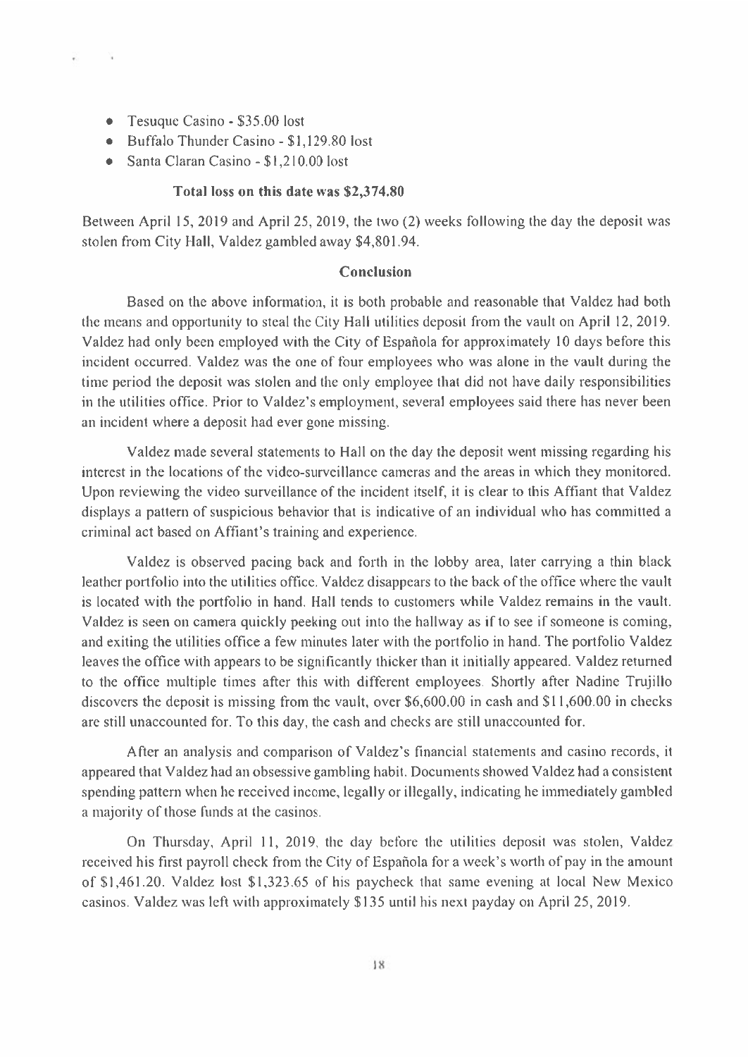- Tesuque Casino - $35.00 lost
- Buffalo Thunder Casino - $1,129.80 lost
- Santa Claran Casino - $1,210.00 lost

**Total loss on this date was $2,374.80**

Between April 15, 2019 and April 25, 2019, the two (2) weeks following the day the deposit was stolen from City Hall, Valdez gambled away $4,801.94.

### Conclusion

Based on the above information, it is both probable and reasonable that Valdez had both the means and opportunity to steal the City Hall utilities deposit from the vault on April 12, 2019. Valdez had only been employed with the City of Española for approximately 10 days before this incident occurred. Valdez was the one of four employees who was alone in the vault during the time period the deposit was stolen and the only employee that did not have daily responsibilities in the utilities office. Prior to Valdez's employment, several employees said there has never been an incident where a deposit had ever gone missing.

Valdez made several statements to Hall on the day the deposit went missing regarding his interest in the locations of the video-surveillance cameras and the areas in which they monitored. Upon reviewing the video surveillance of the incident itself, it is clear to this Affiant that Valdez displays a pattern of suspicious behavior that is indicative of an individual who has committed a criminal act based on Affiant's training and experience.

Valdez is observed pacing back and forth in the lobby area, later carrying a thin black leather portfolio into the utilities office. Valdez disappears to the back of the office where the vault is located with the portfolio in hand. Hall tends to customers while Valdez remains in the vault. Valdez is seen on camera quickly peeking out into the hallway as if to see if someone is coming, and exiting the utilities office a few minutes later with the portfolio in hand. The portfolio Valdez leaves the office with appears to be significantly thicker than it initially appeared. Valdez returned to the office multiple times after this with different employees. Shortly after Nadine Trujillo discovers the deposit is missing from the vault, over $6,600.00 in cash and $11,600.00 in checks are still unaccounted for. To this day, the cash and checks are still unaccounted for.

After an analysis and comparison of Valdez's financial statements and casino records, it appeared that Valdez had an obsessive gambling habit. Documents showed Valdez had a consistent spending pattern when he received income, legally or illegally, indicating he immediately gambled a majority of those funds at the casinos.

On Thursday, April 11, 2019, the day before the utilities deposit was stolen, Valdez received his first payroll check from the City of Española for a week's worth of pay in the amount of $1,461.20. Valdez lost $1,323.65 of his paycheck that same evening at local New Mexico casinos. Valdez was left with approximately $135 until his next payday on April 25, 2019.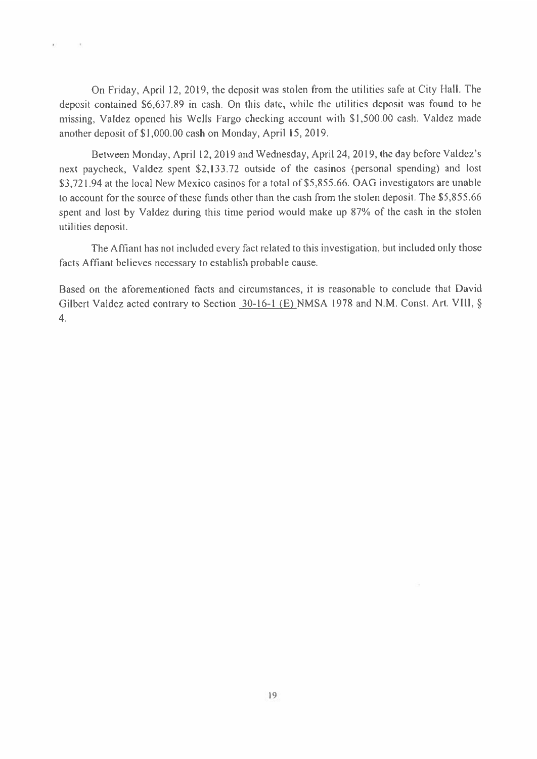On Friday, April 12, 2019, the deposit was stolen from the utilities safe at City Hall. The deposit contained $6,637.89 in cash. On this date, while the utilities deposit was found to be missing, Valdez opened his Wells Fargo checking account with $1,500.00 cash. Valdez made another deposit of $1,000.00 cash on Monday, April 15, 2019.

Between Monday, April 12, 2019 and Wednesday, April 24, 2019, the day before Valdez's next paycheck, Valdez spent $2,133.72 outside of the casinos (personal spending) and lost $3,721.94 at the local New Mexico casinos for a total of $5,855.66. OAG investigators are unable to account for the source of these funds other than the cash from the stolen deposit. The $5,855.66 spent and lost by Valdez during this time period would make up 87% of the cash in the stolen utilities deposit.

The Affiant has not included every fact related to this investigation, but included only those facts Affiant believes necessary to establish probable cause.

Based on the aforementioned facts and circumstances, it is reasonable to conclude that David Gilbert Valdez acted contrary to Section 30-16-1 (E) NMSA 1978 and N.M. Const. Art. VIII, § 4.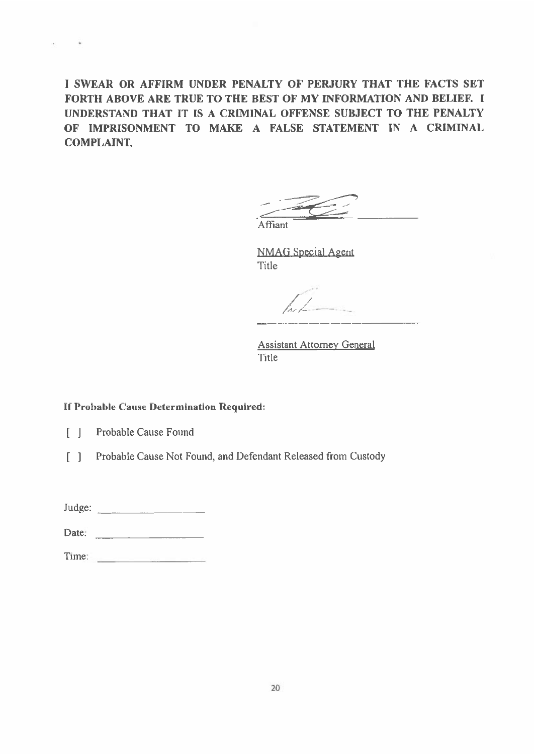**I SWEAR OR AFFIRM UNDER PENALTY OF PERJURY THAT THE FACTS SET FORTH ABOVE ARE TRUE TO THE BEST OF MY INFORMATION AND BELIEF. I UNDERSTAND THAT IT IS A CRIMINAL OFFENSE SUBJECT TO THE PENALTY OF IMPRISONMENT TO MAKE A FALSE STATEMENT IN A CRIMINAL COMPLAINT.**

\_\_\_\_\_\_\_\_\_\_\_\_\_\_\_\_\_\_\_\_\_\_\_\_
Affiant

NMAG Special Agent
Title

\_\_\_\_\_\_\_\_\_\_\_\_\_\_\_\_\_\_\_\_\_\_\_\_

Assistant Attorney General
Title

**If Probable Cause Determination Required:**

[ ] Probable Cause Found

[ ] Probable Cause Not Found, and Defendant Released from Custody

Judge: \_\_\_\_\_\_\_\_\_\_\_\_\_\_\_\_\_\_

Date: \_\_\_\_\_\_\_\_\_\_\_\_\_\_\_\_\_\_

Time: \_\_\_\_\_\_\_\_\_\_\_\_\_\_\_\_\_\_